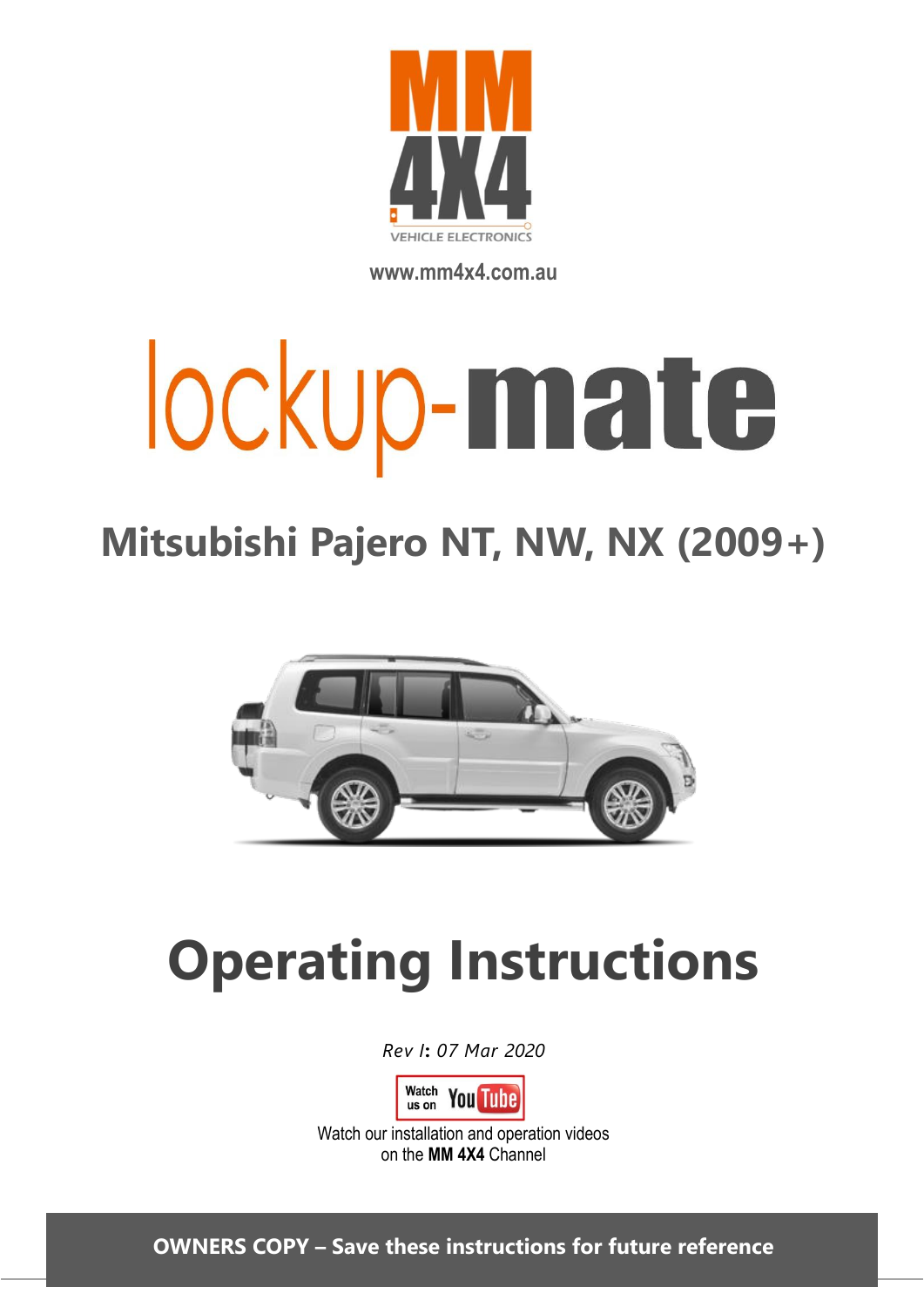MM 4X4

VEHICLE ELECTRONICS

www.mm4x4.com.au

# lockup-mate

## Mitsubishi Pajero NT, NW, NX (2009+)

# Operating Instructions

*Rev I: 07 Mar 2020*

Watch us on YouTube

Watch our installation and operation videos on the **MM 4X4** Channel

**OWNERS COPY – Save these instructions for future reference**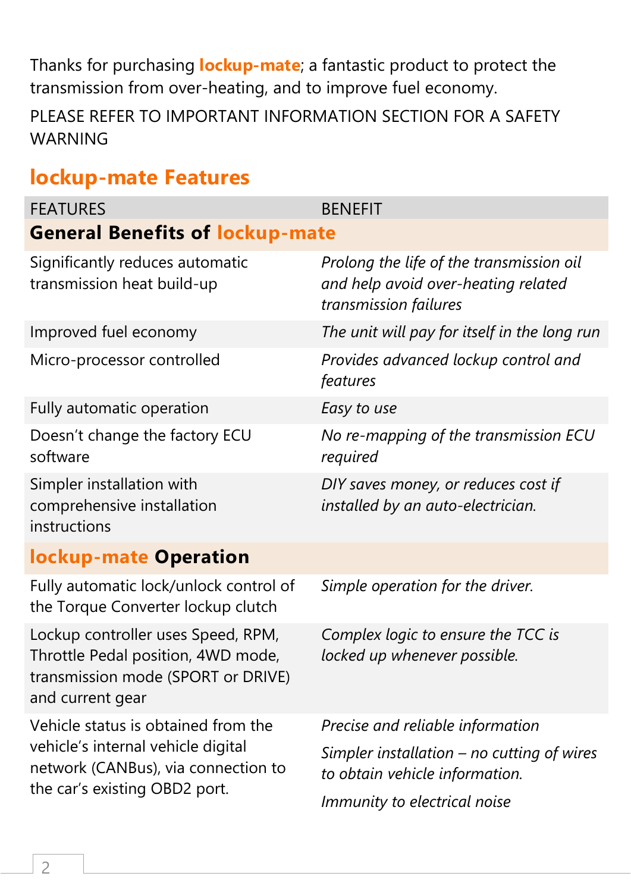Thanks for purchasing **lockup-mate**; a fantastic product to protect the transmission from over-heating, and to improve fuel economy.

PLEASE REFER TO IMPORTANT INFORMATION SECTION FOR A SAFETY WARNING

## lockup-mate Features

| FEATURES | BENEFIT |
|---|---|
| **General Benefits of lockup-mate** | |
| Significantly reduces automatic transmission heat build-up | *Prolong the life of the transmission oil and help avoid over-heating related transmission failures* |
| Improved fuel economy | *The unit will pay for itself in the long run* |
| Micro-processor controlled | *Provides advanced lockup control and features* |
| Fully automatic operation | *Easy to use* |
| Doesn't change the factory ECU software | *No re-mapping of the transmission ECU required* |
| Simpler installation with comprehensive installation instructions | *DIY saves money, or reduces cost if installed by an auto-electrician.* |
| **lockup-mate Operation** | |
| Fully automatic lock/unlock control of the Torque Converter lockup clutch | *Simple operation for the driver.* |
| Lockup controller uses Speed, RPM, Throttle Pedal position, 4WD mode, transmission mode (SPORT or DRIVE) and current gear | *Complex logic to ensure the TCC is locked up whenever possible.* |
| Vehicle status is obtained from the vehicle's internal vehicle digital network (CANBus), via connection to the car's existing OBD2 port. | *Precise and reliable information*<br>*Simpler installation – no cutting of wires to obtain vehicle information.*<br>*Immunity to electrical noise* |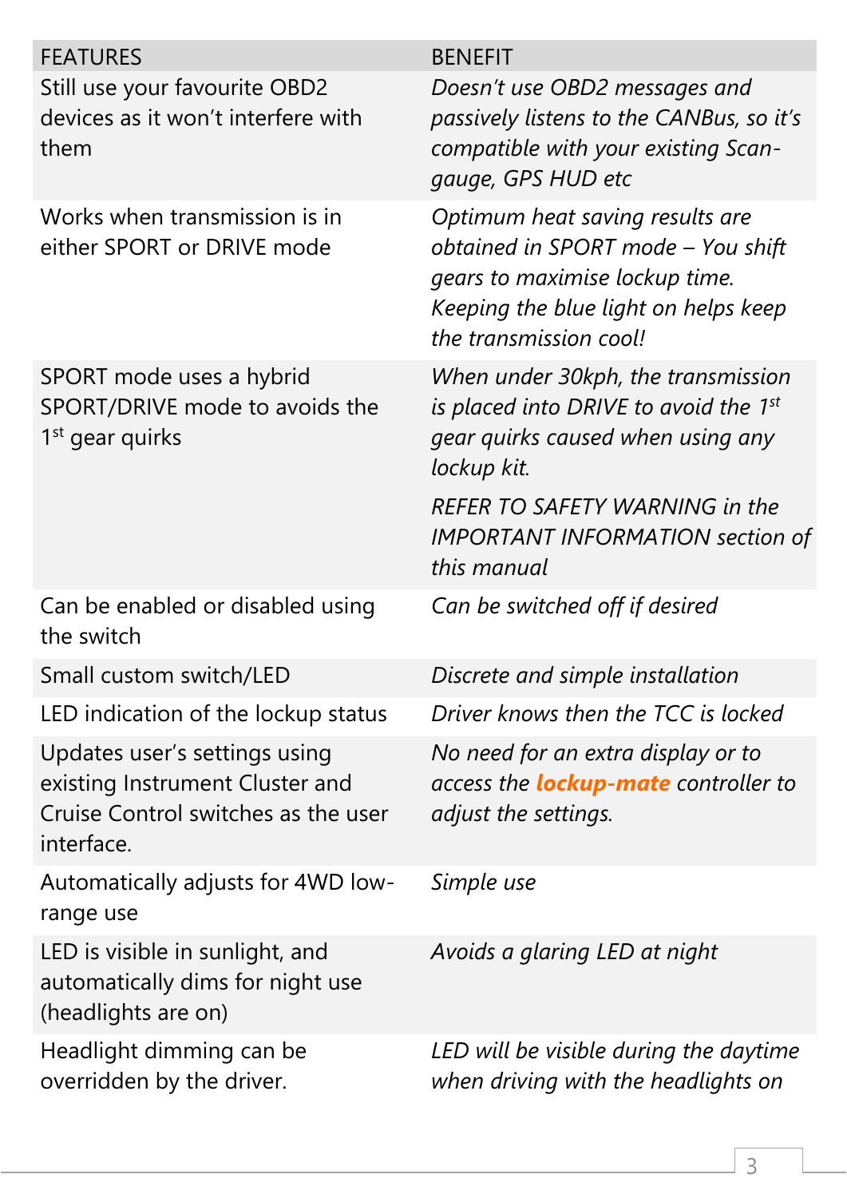| FEATURES | BENEFIT |
|---|---|
| Still use your favourite OBD2 devices as it won't interfere with them | *Doesn't use OBD2 messages and passively listens to the CANBus, so it's compatible with your existing Scan-gauge, GPS HUD etc* |
| Works when transmission is in either SPORT or DRIVE mode | *Optimum heat saving results are obtained in SPORT mode – You shift gears to maximise lockup time. Keeping the blue light on helps keep the transmission cool!* |
| SPORT mode uses a hybrid SPORT/DRIVE mode to avoids the 1st gear quirks | *When under 30kph, the transmission is placed into DRIVE to avoid the 1st gear quirks caused when using any lockup kit.* <br><br> *REFER TO SAFETY WARNING in the IMPORTANT INFORMATION section of this manual* |
| Can be enabled or disabled using the switch | *Can be switched off if desired* |
| Small custom switch/LED | *Discrete and simple installation* |
| LED indication of the lockup status | *Driver knows then the TCC is locked* |
| Updates user's settings using existing Instrument Cluster and Cruise Control switches as the user interface. | *No need for an extra display or to access the* ***lockup-mate*** *controller to adjust the settings.* |
| Automatically adjusts for 4WD low-range use | *Simple use* |
| LED is visible in sunlight, and automatically dims for night use (headlights are on) | *Avoids a glaring LED at night* |
| Headlight dimming can be overridden by the driver. | *LED will be visible during the daytime when driving with the headlights on* |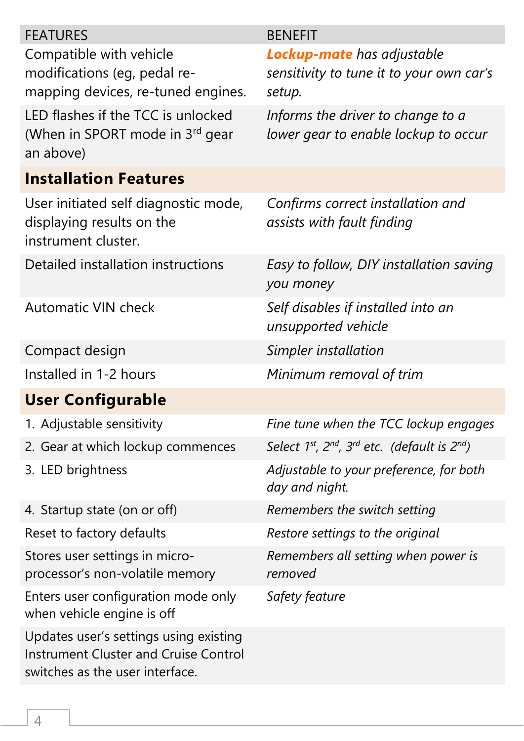| FEATURES | BENEFIT |
|---|---|
| Compatible with vehicle modifications (eg, pedal re-mapping devices, re-tuned engines. | ***Lockup-mate*** *has adjustable sensitivity to tune it to your own car's setup.* |
| LED flashes if the TCC is unlocked (When in SPORT mode in 3rd gear an above) | *Informs the driver to change to a lower gear to enable lockup to occur* |
| **Installation Features** | |
| User initiated self diagnostic mode, displaying results on the instrument cluster. | *Confirms correct installation and assists with fault finding* |
| Detailed installation instructions | *Easy to follow, DIY installation saving you money* |
| Automatic VIN check | *Self disables if installed into an unsupported vehicle* |
| Compact design | *Simpler installation* |
| Installed in 1-2 hours | *Minimum removal of trim* |
| **User Configurable** | |
| 1. Adjustable sensitivity | *Fine tune when the TCC lockup engages* |
| 2. Gear at which lockup commences | *Select 1st, 2nd, 3rd etc. (default is 2nd)* |
| 3. LED brightness | *Adjustable to your preference, for both day and night.* |
| 4. Startup state (on or off) | *Remembers the switch setting* |
| Reset to factory defaults | *Restore settings to the original* |
| Stores user settings in micro-processor's non-volatile memory | *Remembers all setting when power is removed* |
| Enters user configuration mode only when vehicle engine is off | *Safety feature* |
| Updates user's settings using existing Instrument Cluster and Cruise Control switches as the user interface. | |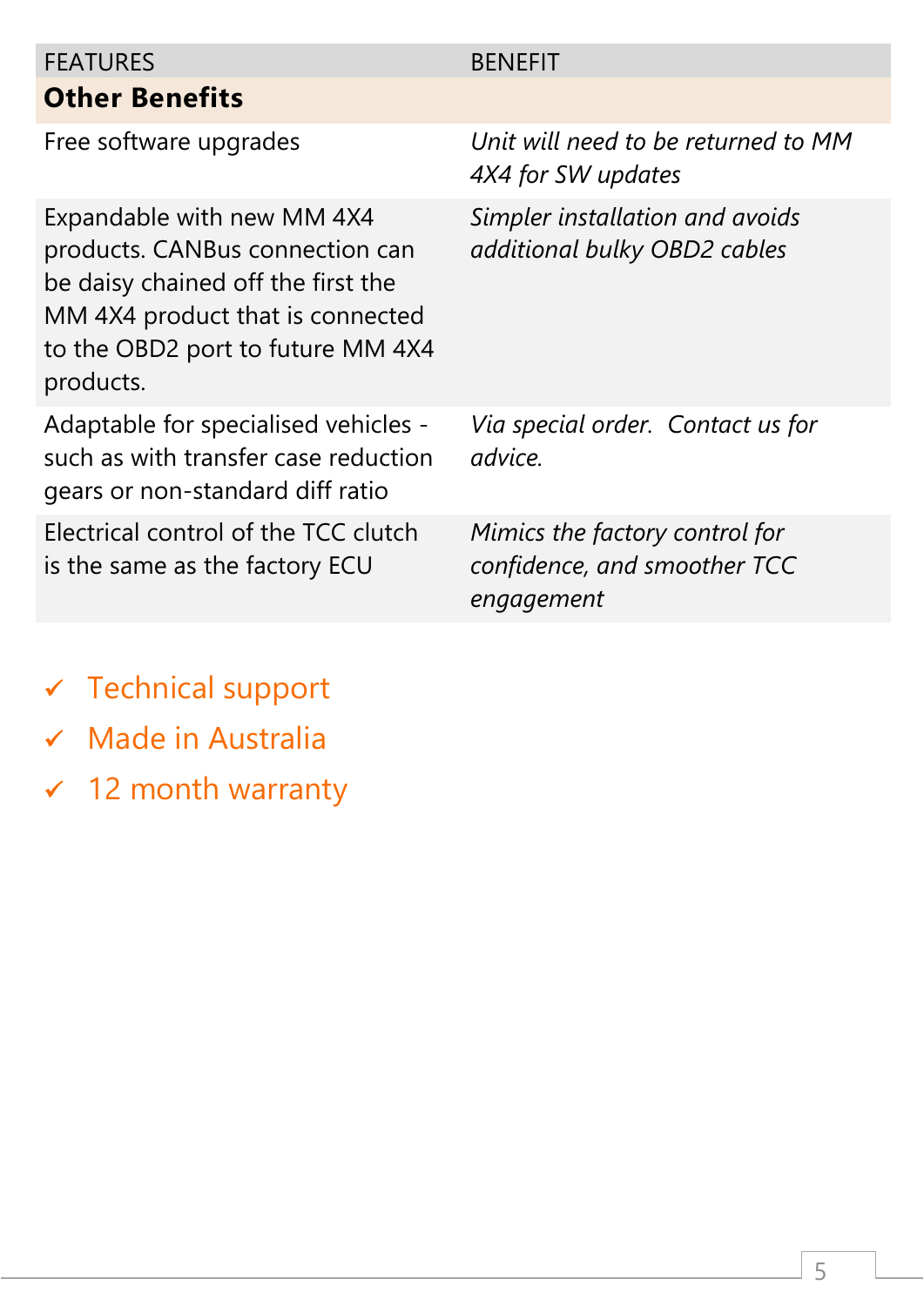| FEATURES | BENEFIT |
|---|---|
| **Other Benefits** | |
| Free software upgrades | *Unit will need to be returned to MM 4X4 for SW updates* |
| Expandable with new MM 4X4 products. CANBus connection can be daisy chained off the first the MM 4X4 product that is connected to the OBD2 port to future MM 4X4 products. | *Simpler installation and avoids additional bulky OBD2 cables* |
| Adaptable for specialised vehicles - such as with transfer case reduction gears or non-standard diff ratio | *Via special order. Contact us for advice.* |
| Electrical control of the TCC clutch is the same as the factory ECU | *Mimics the factory control for confidence, and smoother TCC engagement* |

- ✓ Technical support
- ✓ Made in Australia
- ✓ 12 month warranty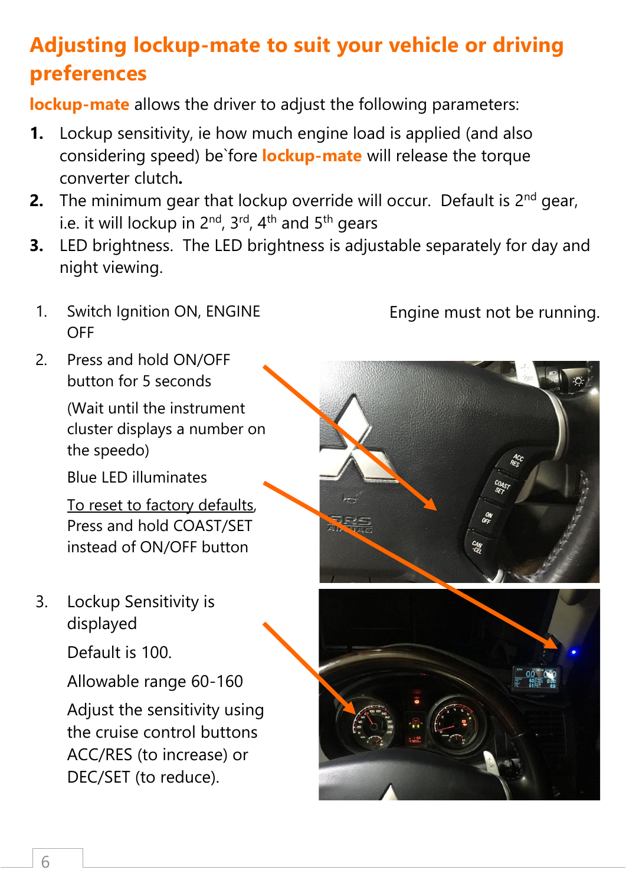# Adjusting lockup-mate to suit your vehicle or driving preferences

**lockup-mate** allows the driver to adjust the following parameters:

1. Lockup sensitivity, ie how much engine load is applied (and also considering speed) be`fore **lockup-mate** will release the torque converter clutch**.**
2. The minimum gear that lockup override will occur. Default is 2nd gear, i.e. it will lockup in 2nd, 3rd, 4th and 5th gears
3. LED brightness. The LED brightness is adjustable separately for day and night viewing.

1. Switch Ignition ON, ENGINE OFF

   Engine must not be running.

2. Press and hold ON/OFF button for 5 seconds

   (Wait until the instrument cluster displays a number on the speedo)

   Blue LED illuminates

   To reset to factory defaults, Press and hold COAST/SET instead of ON/OFF button

3. Lockup Sensitivity is displayed

   Default is 100.

   Allowable range 60-160

   Adjust the sensitivity using the cruise control buttons ACC/RES (to increase) or DEC/SET (to reduce).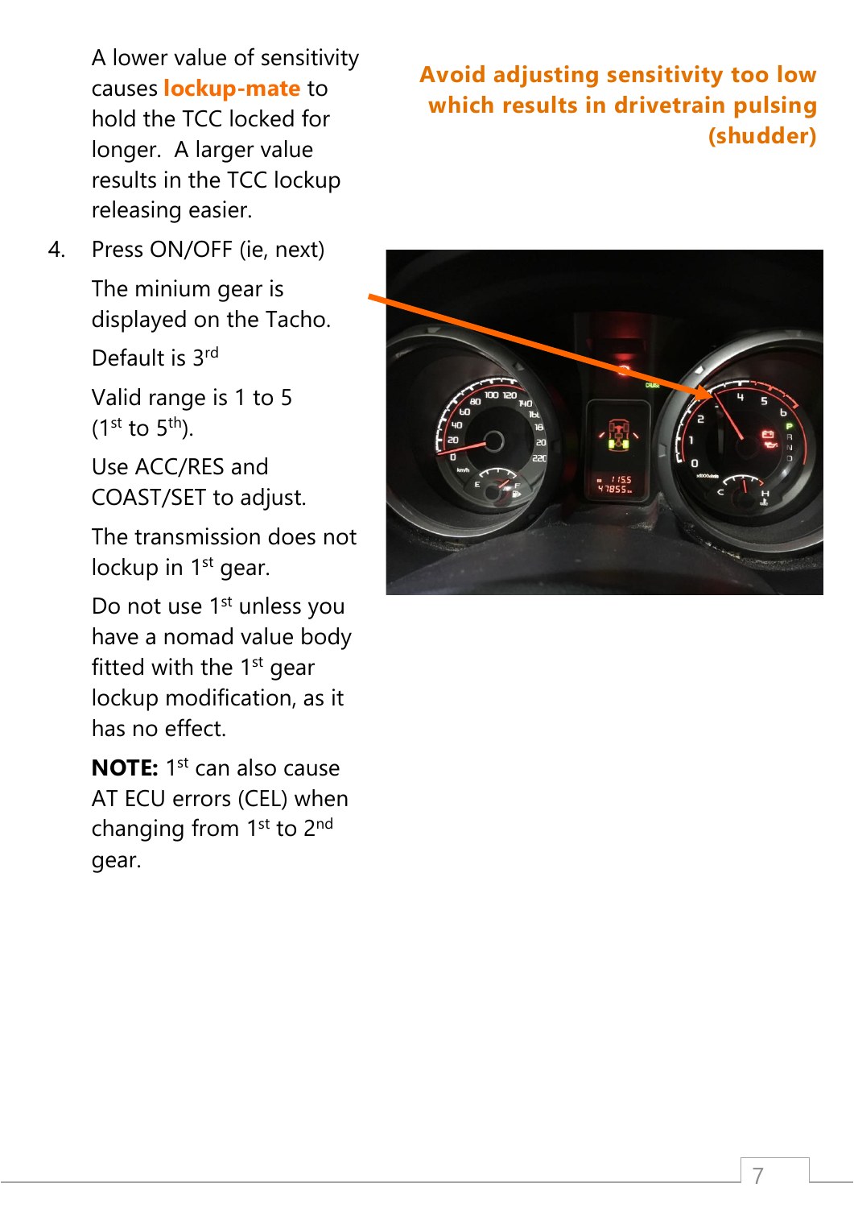A lower value of sensitivity causes **lockup-mate** to hold the TCC locked for longer. A larger value results in the TCC lockup releasing easier.

**Avoid adjusting sensitivity too low which results in drivetrain pulsing (shudder)**

4. Press ON/OFF (ie, next)

   The minium gear is displayed on the Tacho.

   Default is 3rd

   Valid range is 1 to 5 (1st to 5th).

   Use ACC/RES and COAST/SET to adjust.

   The transmission does not lockup in 1st gear.

   Do not use 1st unless you have a nomad value body fitted with the 1st gear lockup modification, as it has no effect.

   **NOTE:** 1st can also cause AT ECU errors (CEL) when changing from 1st to 2nd gear.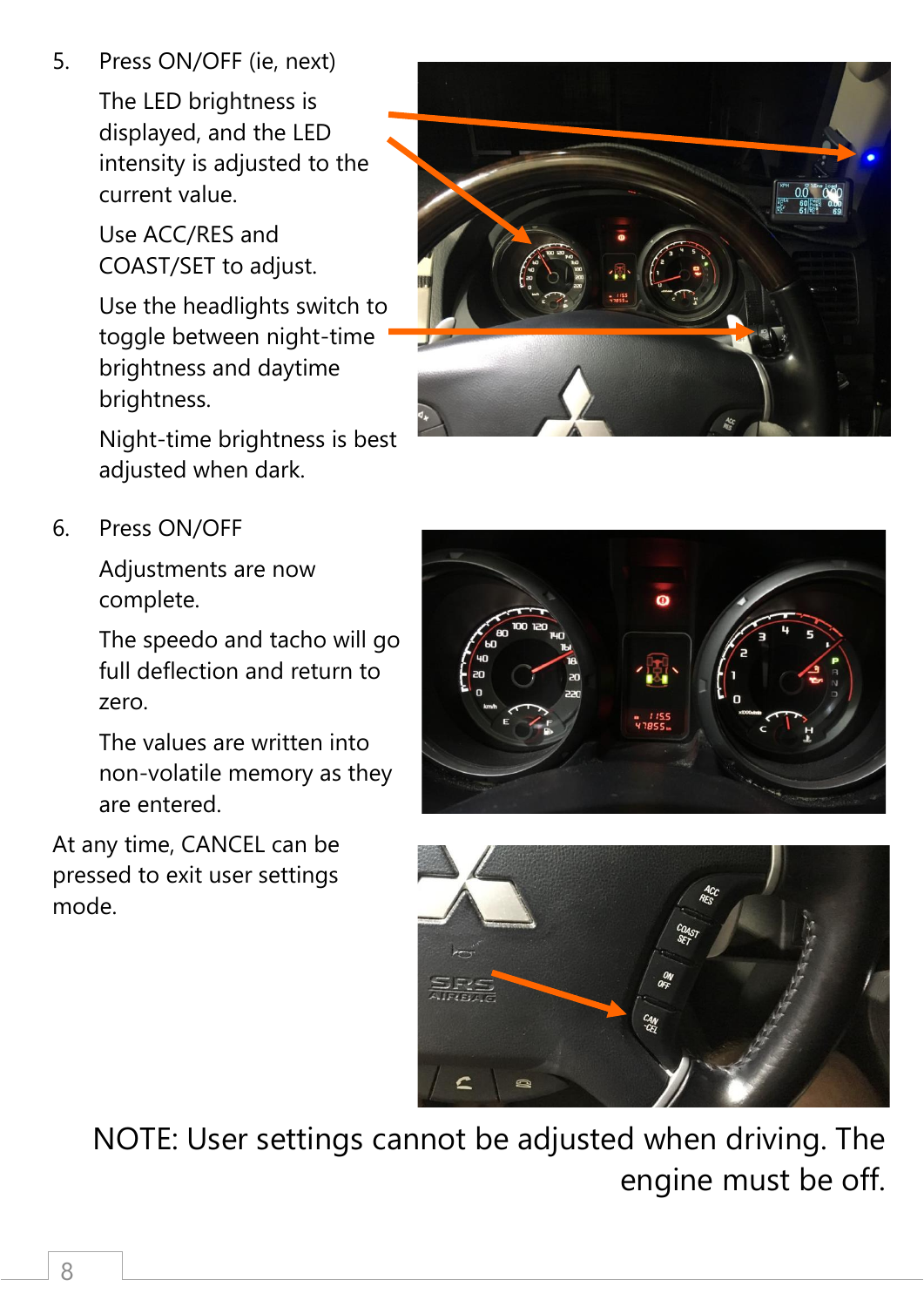5. Press ON/OFF (ie, next)

   The LED brightness is displayed, and the LED intensity is adjusted to the current value.

   Use ACC/RES and COAST/SET to adjust.

   Use the headlights switch to toggle between night-time brightness and daytime brightness.

   Night-time brightness is best adjusted when dark.

6. Press ON/OFF

   Adjustments are now complete.

   The speedo and tacho will go full deflection and return to zero.

   The values are written into non-volatile memory as they are entered.

At any time, CANCEL can be pressed to exit user settings mode.

NOTE: User settings cannot be adjusted when driving. The engine must be off.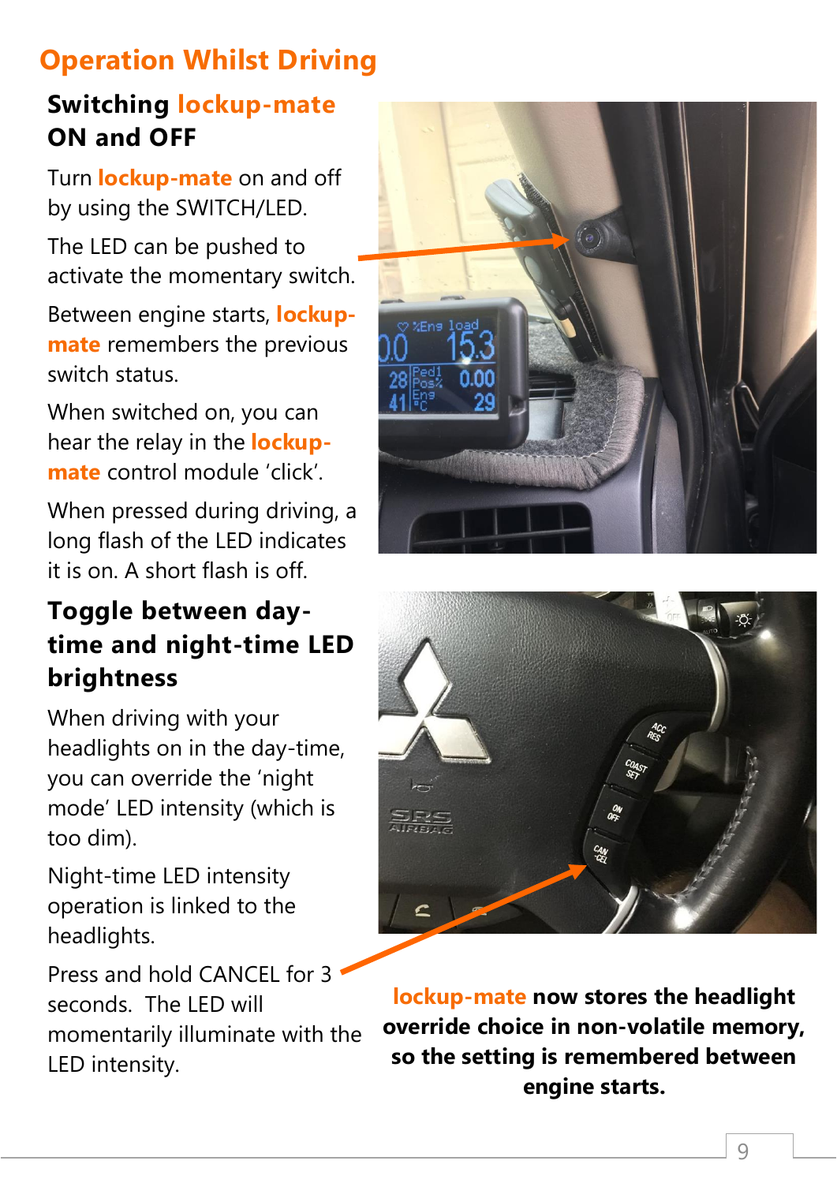# Operation Whilst Driving

## Switching lockup-mate ON and OFF

Turn **lockup-mate** on and off by using the SWITCH/LED.

The LED can be pushed to activate the momentary switch.

Between engine starts, **lockup-mate** remembers the previous switch status.

When switched on, you can hear the relay in the **lockup-mate** control module 'click'.

When pressed during driving, a long flash of the LED indicates it is on. A short flash is off.

## Toggle between day-time and night-time LED brightness

When driving with your headlights on in the day-time, you can override the 'night mode' LED intensity (which is too dim).

Night-time LED intensity operation is linked to the headlights.

Press and hold CANCEL for 3 seconds. The LED will momentarily illuminate with the LED intensity.

**lockup-mate now stores the headlight override choice in non-volatile memory, so the setting is remembered between engine starts.**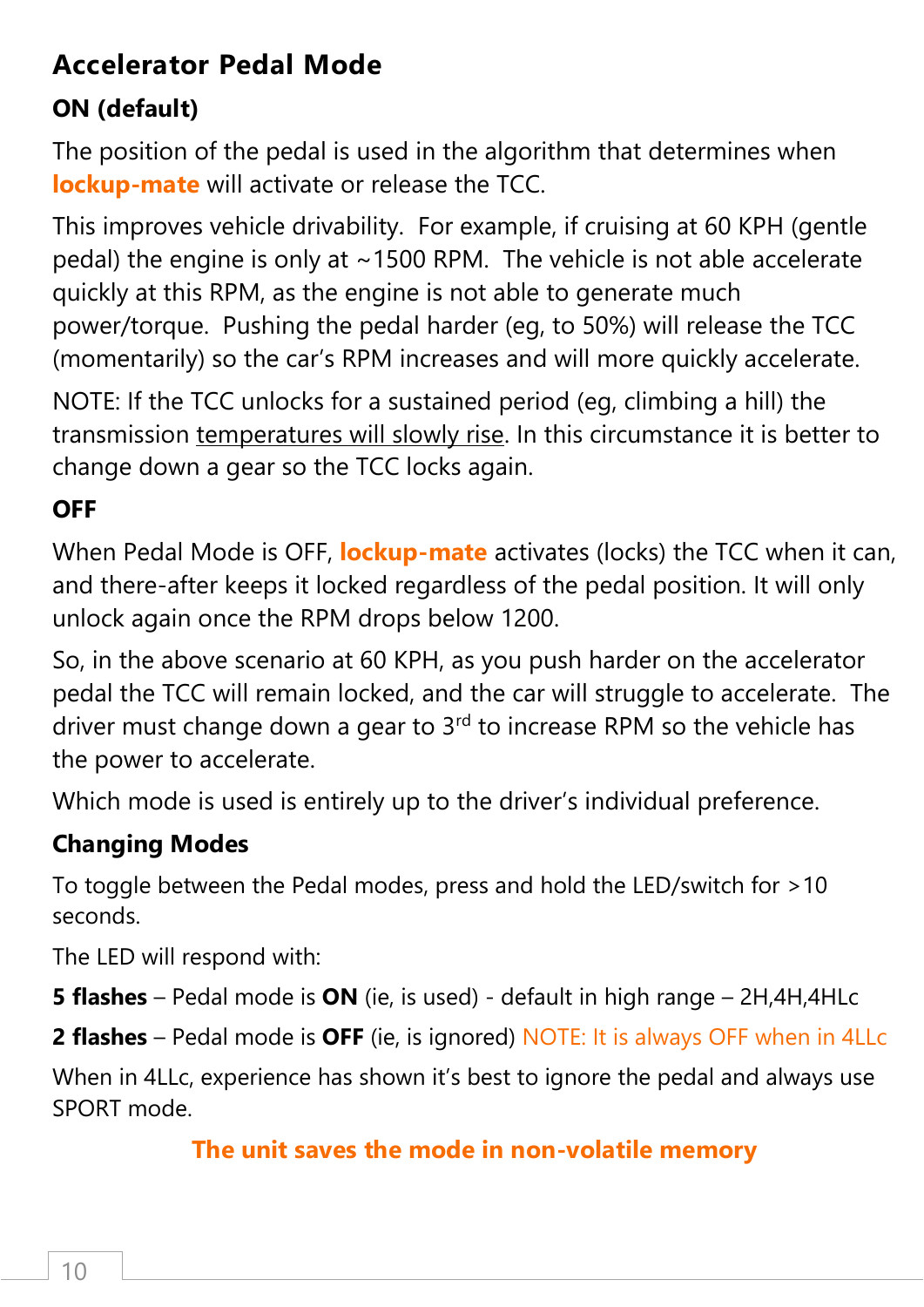## Accelerator Pedal Mode

### ON (default)

The position of the pedal is used in the algorithm that determines when **lockup-mate** will activate or release the TCC.

This improves vehicle drivability. For example, if cruising at 60 KPH (gentle pedal) the engine is only at ~1500 RPM. The vehicle is not able accelerate quickly at this RPM, as the engine is not able to generate much power/torque. Pushing the pedal harder (eg, to 50%) will release the TCC (momentarily) so the car's RPM increases and will more quickly accelerate.

NOTE: If the TCC unlocks for a sustained period (eg, climbing a hill) the transmission temperatures will slowly rise. In this circumstance it is better to change down a gear so the TCC locks again.

### OFF

When Pedal Mode is OFF, **lockup-mate** activates (locks) the TCC when it can, and there-after keeps it locked regardless of the pedal position. It will only unlock again once the RPM drops below 1200.

So, in the above scenario at 60 KPH, as you push harder on the accelerator pedal the TCC will remain locked, and the car will struggle to accelerate. The driver must change down a gear to 3rd to increase RPM so the vehicle has the power to accelerate.

Which mode is used is entirely up to the driver's individual preference.

### Changing Modes

To toggle between the Pedal modes, press and hold the LED/switch for >10 seconds.

The LED will respond with:

**5 flashes** – Pedal mode is **ON** (ie, is used) - default in high range – 2H,4H,4HLc

**2 flashes** – Pedal mode is **OFF** (ie, is ignored) NOTE: It is always OFF when in 4LLc

When in 4LLc, experience has shown it's best to ignore the pedal and always use SPORT mode.

**The unit saves the mode in non-volatile memory**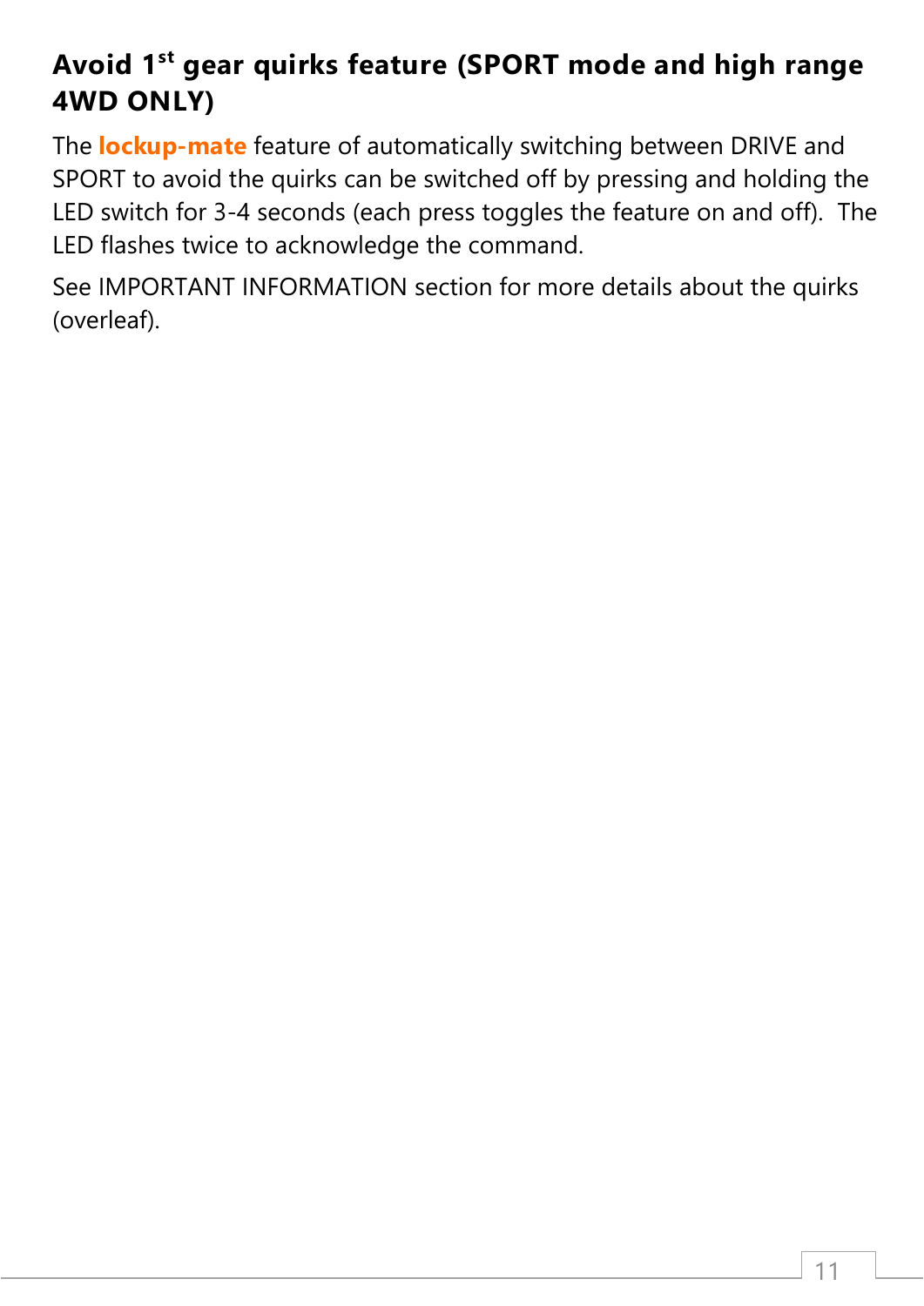## Avoid 1st gear quirks feature (SPORT mode and high range 4WD ONLY)

The **lockup-mate** feature of automatically switching between DRIVE and SPORT to avoid the quirks can be switched off by pressing and holding the LED switch for 3-4 seconds (each press toggles the feature on and off). The LED flashes twice to acknowledge the command.

See IMPORTANT INFORMATION section for more details about the quirks (overleaf).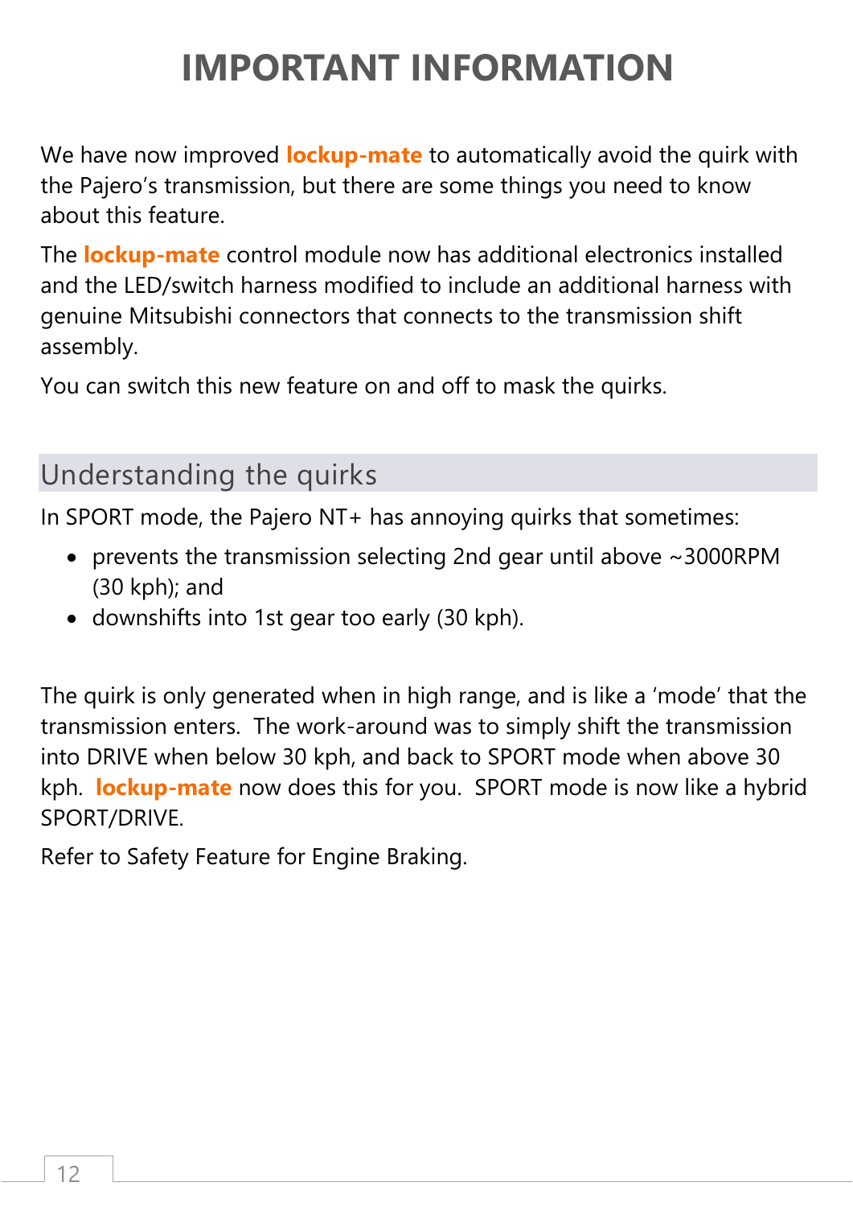# IMPORTANT INFORMATION

We have now improved **lockup-mate** to automatically avoid the quirk with the Pajero's transmission, but there are some things you need to know about this feature.

The **lockup-mate** control module now has additional electronics installed and the LED/switch harness modified to include an additional harness with genuine Mitsubishi connectors that connects to the transmission shift assembly.

You can switch this new feature on and off to mask the quirks.

## Understanding the quirks

In SPORT mode, the Pajero NT+ has annoying quirks that sometimes:

- prevents the transmission selecting 2nd gear until above ~3000RPM (30 kph); and
- downshifts into 1st gear too early (30 kph).

The quirk is only generated when in high range, and is like a 'mode' that the transmission enters. The work-around was to simply shift the transmission into DRIVE when below 30 kph, and back to SPORT mode when above 30 kph. **lockup-mate** now does this for you. SPORT mode is now like a hybrid SPORT/DRIVE.

Refer to Safety Feature for Engine Braking.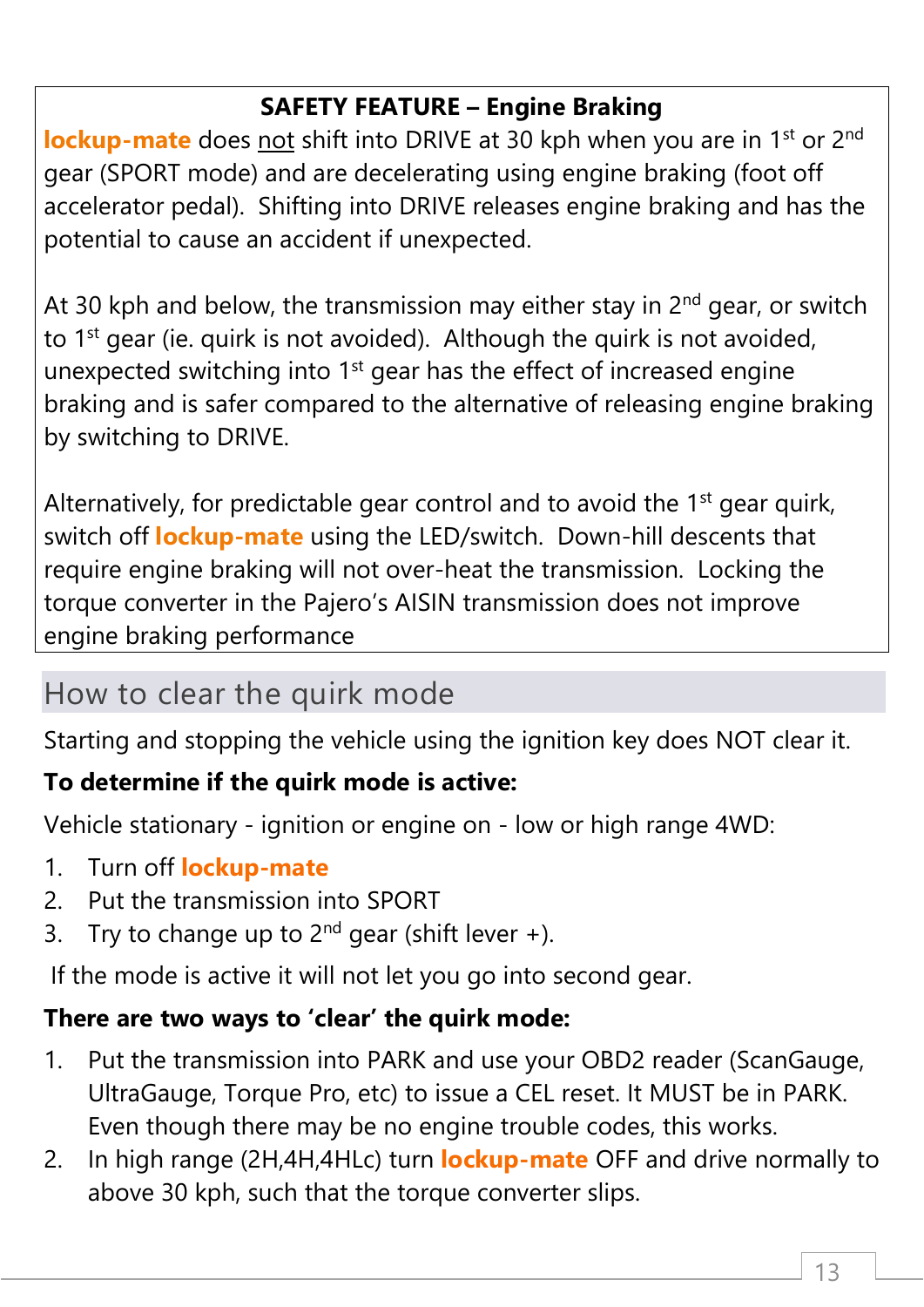**SAFETY FEATURE – Engine Braking**

**lockup-mate** does not shift into DRIVE at 30 kph when you are in 1st or 2nd gear (SPORT mode) and are decelerating using engine braking (foot off accelerator pedal). Shifting into DRIVE releases engine braking and has the potential to cause an accident if unexpected.

At 30 kph and below, the transmission may either stay in 2nd gear, or switch to 1st gear (ie. quirk is not avoided). Although the quirk is not avoided, unexpected switching into 1st gear has the effect of increased engine braking and is safer compared to the alternative of releasing engine braking by switching to DRIVE.

Alternatively, for predictable gear control and to avoid the 1st gear quirk, switch off **lockup-mate** using the LED/switch. Down-hill descents that require engine braking will not over-heat the transmission. Locking the torque converter in the Pajero's AISIN transmission does not improve engine braking performance

## How to clear the quirk mode

Starting and stopping the vehicle using the ignition key does NOT clear it.

**To determine if the quirk mode is active:**

Vehicle stationary - ignition or engine on - low or high range 4WD:

1. Turn off **lockup-mate**
2. Put the transmission into SPORT
3. Try to change up to 2nd gear (shift lever +).

If the mode is active it will not let you go into second gear.

**There are two ways to 'clear' the quirk mode:**

1. Put the transmission into PARK and use your OBD2 reader (ScanGauge, UltraGauge, Torque Pro, etc) to issue a CEL reset. It MUST be in PARK. Even though there may be no engine trouble codes, this works.
2. In high range (2H,4H,4HLc) turn **lockup-mate** OFF and drive normally to above 30 kph, such that the torque converter slips.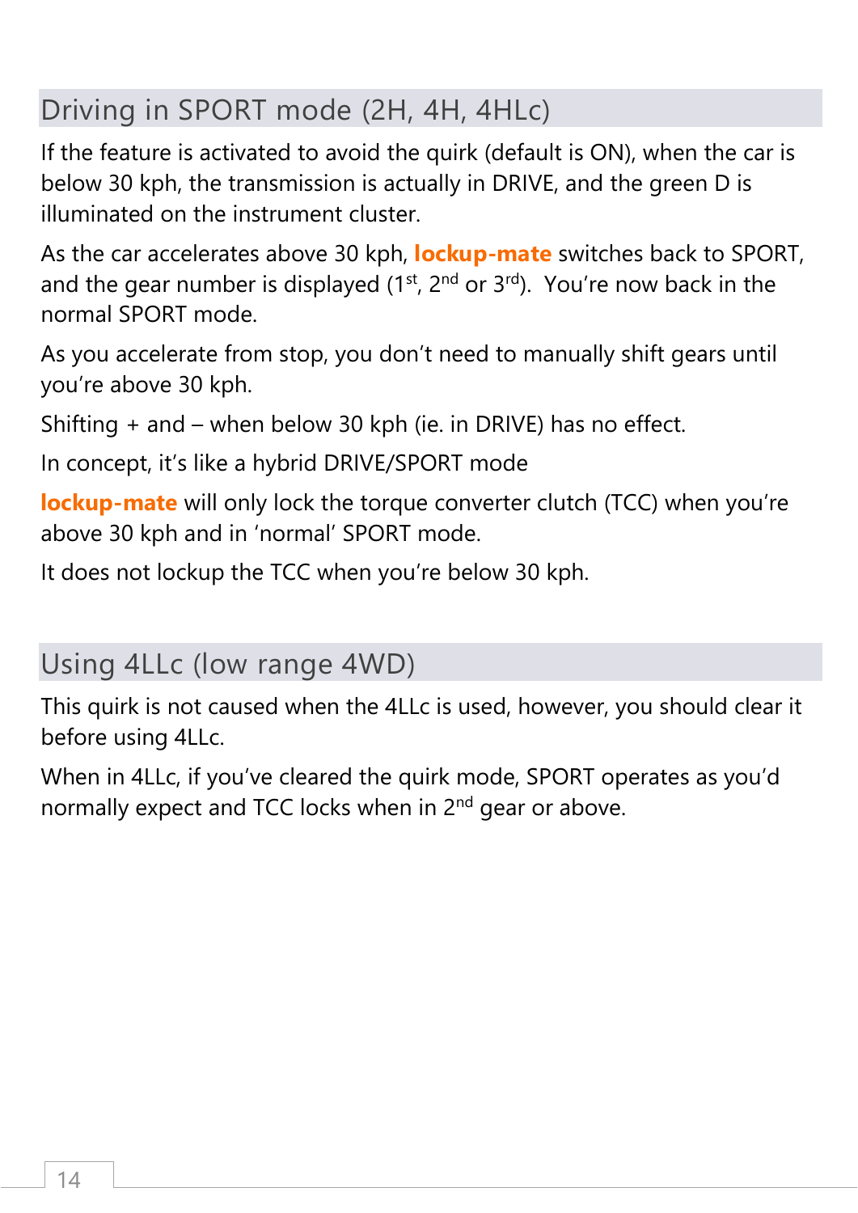## Driving in SPORT mode (2H, 4H, 4HLc)

If the feature is activated to avoid the quirk (default is ON), when the car is below 30 kph, the transmission is actually in DRIVE, and the green D is illuminated on the instrument cluster.

As the car accelerates above 30 kph, **lockup-mate** switches back to SPORT, and the gear number is displayed (1st, 2nd or 3rd). You're now back in the normal SPORT mode.

As you accelerate from stop, you don't need to manually shift gears until you're above 30 kph.

Shifting + and – when below 30 kph (ie. in DRIVE) has no effect.

In concept, it's like a hybrid DRIVE/SPORT mode

**lockup-mate** will only lock the torque converter clutch (TCC) when you're above 30 kph and in 'normal' SPORT mode.

It does not lockup the TCC when you're below 30 kph.

## Using 4LLc (low range 4WD)

This quirk is not caused when the 4LLc is used, however, you should clear it before using 4LLc.

When in 4LLc, if you've cleared the quirk mode, SPORT operates as you'd normally expect and TCC locks when in 2nd gear or above.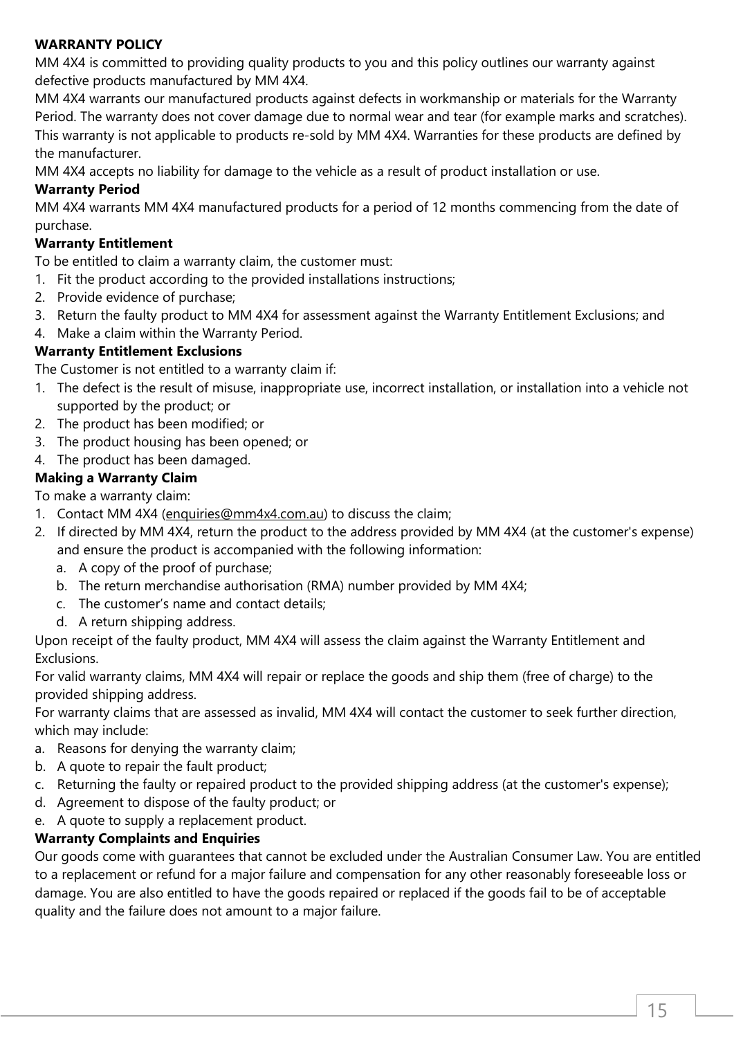**WARRANTY POLICY**

MM 4X4 is committed to providing quality products to you and this policy outlines our warranty against defective products manufactured by MM 4X4.

MM 4X4 warrants our manufactured products against defects in workmanship or materials for the Warranty Period. The warranty does not cover damage due to normal wear and tear (for example marks and scratches). This warranty is not applicable to products re-sold by MM 4X4. Warranties for these products are defined by the manufacturer.

MM 4X4 accepts no liability for damage to the vehicle as a result of product installation or use.

**Warranty Period**

MM 4X4 warrants MM 4X4 manufactured products for a period of 12 months commencing from the date of purchase.

**Warranty Entitlement**

To be entitled to claim a warranty claim, the customer must:

1. Fit the product according to the provided installations instructions;
2. Provide evidence of purchase;
3. Return the faulty product to MM 4X4 for assessment against the Warranty Entitlement Exclusions; and
4. Make a claim within the Warranty Period.

**Warranty Entitlement Exclusions**

The Customer is not entitled to a warranty claim if:

1. The defect is the result of misuse, inappropriate use, incorrect installation, or installation into a vehicle not supported by the product; or
2. The product has been modified; or
3. The product housing has been opened; or
4. The product has been damaged.

**Making a Warranty Claim**

To make a warranty claim:

1. Contact MM 4X4 (enquiries@mm4x4.com.au) to discuss the claim;
2. If directed by MM 4X4, return the product to the address provided by MM 4X4 (at the customer's expense) and ensure the product is accompanied with the following information:
   a. A copy of the proof of purchase;
   b. The return merchandise authorisation (RMA) number provided by MM 4X4;
   c. The customer's name and contact details;
   d. A return shipping address.

Upon receipt of the faulty product, MM 4X4 will assess the claim against the Warranty Entitlement and Exclusions.

For valid warranty claims, MM 4X4 will repair or replace the goods and ship them (free of charge) to the provided shipping address.

For warranty claims that are assessed as invalid, MM 4X4 will contact the customer to seek further direction, which may include:

a. Reasons for denying the warranty claim;
b. A quote to repair the fault product;
c. Returning the faulty or repaired product to the provided shipping address (at the customer's expense);
d. Agreement to dispose of the faulty product; or
e. A quote to supply a replacement product.

**Warranty Complaints and Enquiries**

Our goods come with guarantees that cannot be excluded under the Australian Consumer Law. You are entitled to a replacement or refund for a major failure and compensation for any other reasonably foreseeable loss or damage. You are also entitled to have the goods repaired or replaced if the goods fail to be of acceptable quality and the failure does not amount to a major failure.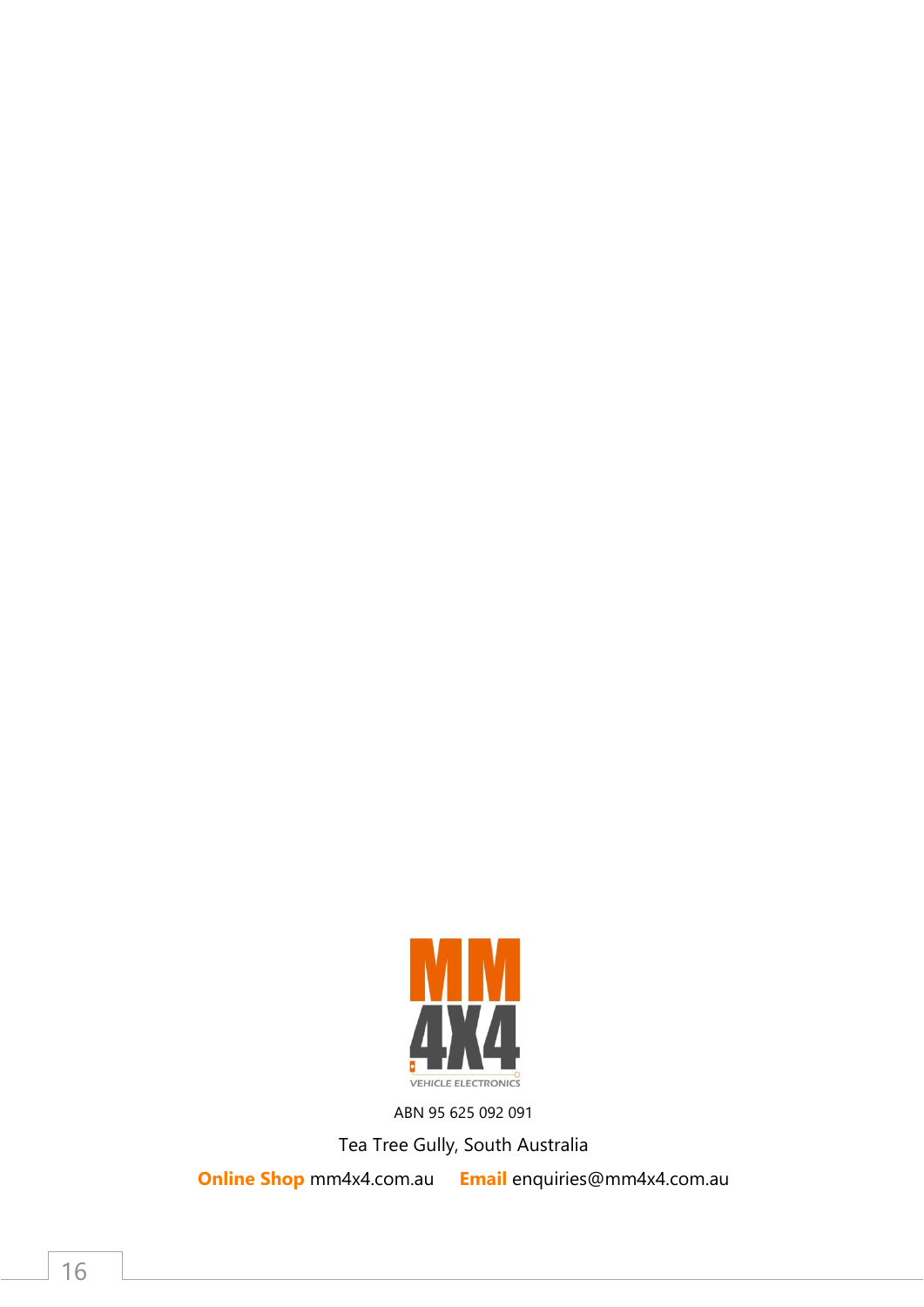MM 4X4

VEHICLE ELECTRONICS

ABN 95 625 092 091

Tea Tree Gully, South Australia

**Online Shop** mm4x4.com.au **Email** enquiries@mm4x4.com.au